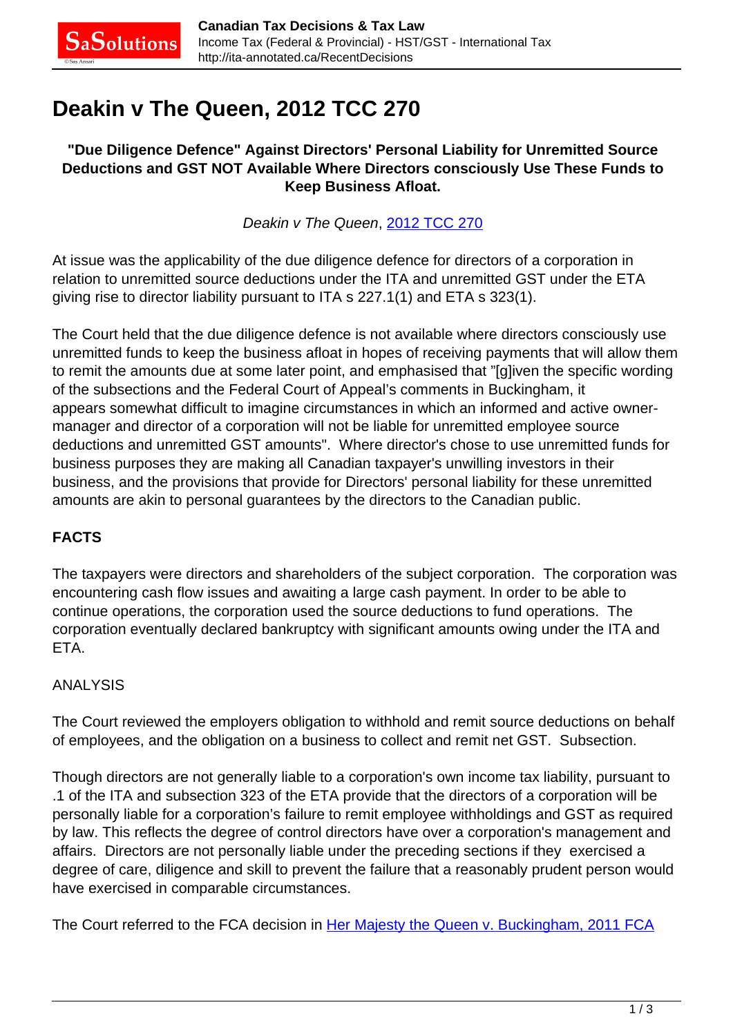# Deakin v The Queen, 2012 TCC 270

**"Due Diligence Defence" Against Directors' Personal Liability for Unremitted Source Deductions and GST NOT Available Where Directors consciously Use These Funds to Keep Business Afloat.**

*Deakin v The Queen*, [2012 TCC 270](2012 TCC 270)

At issue was the applicability of the due diligence defence for directors of a corporation in relation to unremitted source deductions under the ITA and unremitted GST under the ETA giving rise to director liability pursuant to ITA s 227.1(1) and ETA s 323(1).

The Court held that the due diligence defence is not available where directors consciously use unremitted funds to keep the business afloat in hopes of receiving payments that will allow them to remit the amounts due at some later point, and emphasised that "[g]iven the specific wording of the subsections and the Federal Court of Appeal's comments in Buckingham, it appears somewhat difficult to imagine circumstances in which an informed and active owner-manager and director of a corporation will not be liable for unremitted employee source deductions and unremitted GST amounts". Where director's chose to use unremitted funds for business purposes they are making all Canadian taxpayer's unwilling investors in their business, and the provisions that provide for Directors' personal liability for these unremitted amounts are akin to personal guarantees by the directors to the Canadian public.

**FACTS**

The taxpayers were directors and shareholders of the subject corporation. The corporation was encountering cash flow issues and awaiting a large cash payment. In order to be able to continue operations, the corporation used the source deductions to fund operations. The corporation eventually declared bankruptcy with significant amounts owing under the ITA and ETA.

ANALYSIS

The Court reviewed the employers obligation to withhold and remit source deductions on behalf of employees, and the obligation on a business to collect and remit net GST. Subsection.

Though directors are not generally liable to a corporation's own income tax liability, pursuant to .1 of the ITA and subsection 323 of the ETA provide that the directors of a corporation will be personally liable for a corporation's failure to remit employee withholdings and GST as required by law. This reflects the degree of control directors have over a corporation's management and affairs. Directors are not personally liable under the preceding sections if they exercised a degree of care, diligence and skill to prevent the failure that a reasonably prudent person would have exercised in comparable circumstances.

The Court referred to the FCA decision in [Her Majesty the Queen v. Buckingham, 2011 FCA](Her Majesty the Queen v. Buckingham, 2011 FCA)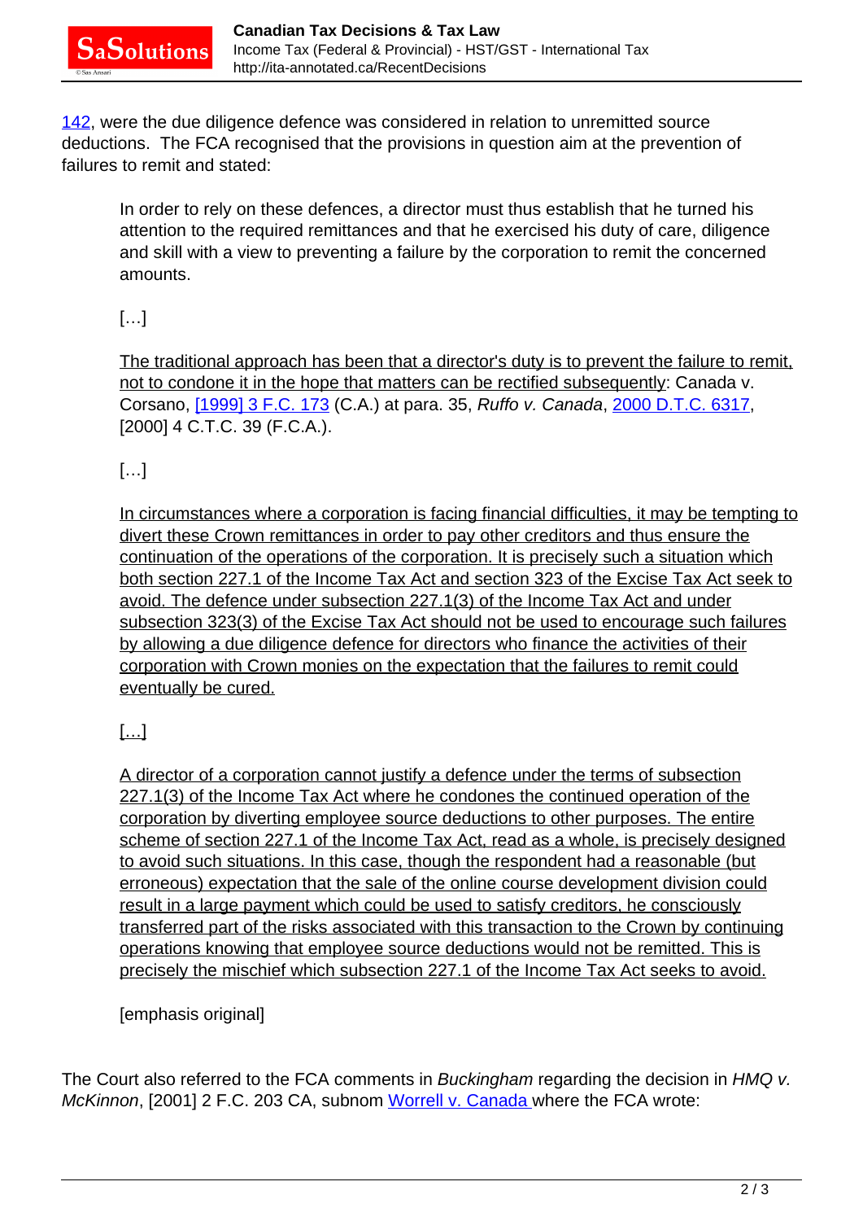142, were the due diligence defence was considered in relation to unremitted source deductions. The FCA recognised that the provisions in question aim at the prevention of failures to remit and stated:

> In order to rely on these defences, a director must thus establish that he turned his attention to the required remittances and that he exercised his duty of care, diligence and skill with a view to preventing a failure by the corporation to remit the concerned amounts.
>
> […]
>
> <u>The traditional approach has been that a director's duty is to prevent the failure to remit, not to condone it in the hope that matters can be rectified subsequently</u>: Canada v. Corsano, [1999] 3 F.C. 173 (C.A.) at para. 35, *Ruffo v. Canada*, 2000 D.T.C. 6317, [2000] 4 C.T.C. 39 (F.C.A.).
>
> […]
>
> <u>In circumstances where a corporation is facing financial difficulties, it may be tempting to divert these Crown remittances in order to pay other creditors and thus ensure the continuation of the operations of the corporation. It is precisely such a situation which both section 227.1 of the Income Tax Act and section 323 of the Excise Tax Act seek to avoid. The defence under subsection 227.1(3) of the Income Tax Act and under subsection 323(3) of the Excise Tax Act should not be used to encourage such failures by allowing a due diligence defence for directors who finance the activities of their corporation with Crown monies on the expectation that the failures to remit could eventually be cured.</u>
>
> <u>[…]</u>
>
> <u>A director of a corporation cannot justify a defence under the terms of subsection 227.1(3) of the Income Tax Act where he condones the continued operation of the corporation by diverting employee source deductions to other purposes. The entire scheme of section 227.1 of the Income Tax Act, read as a whole, is precisely designed to avoid such situations. In this case, though the respondent had a reasonable (but erroneous) expectation that the sale of the online course development division could result in a large payment which could be used to satisfy creditors, he consciously transferred part of the risks associated with this transaction to the Crown by continuing operations knowing that employee source deductions would not be remitted. This is precisely the mischief which subsection 227.1 of the Income Tax Act seeks to avoid.</u>
>
> [emphasis original]

The Court also referred to the FCA comments in *Buckingham* regarding the decision in *HMQ v. McKinnon*, [2001] 2 F.C. 203 CA, subnom Worrell v. Canada where the FCA wrote: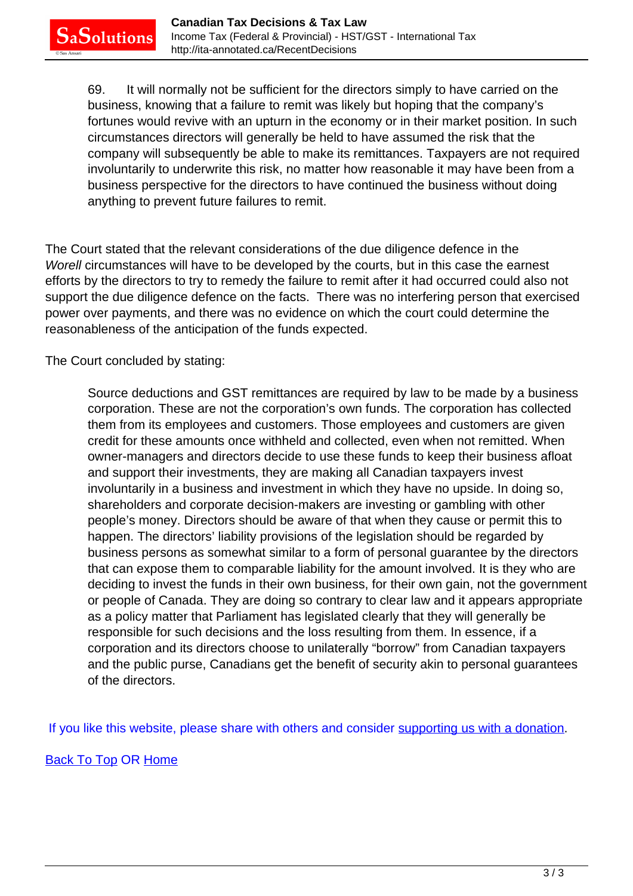> 69. It will normally not be sufficient for the directors simply to have carried on the business, knowing that a failure to remit was likely but hoping that the company's fortunes would revive with an upturn in the economy or in their market position. In such circumstances directors will generally be held to have assumed the risk that the company will subsequently be able to make its remittances. Taxpayers are not required involuntarily to underwrite this risk, no matter how reasonable it may have been from a business perspective for the directors to have continued the business without doing anything to prevent future failures to remit.

The Court stated that the relevant considerations of the due diligence defence in the *Worell* circumstances will have to be developed by the courts, but in this case the earnest efforts by the directors to try to remedy the failure to remit after it had occurred could also not support the due diligence defence on the facts. There was no interfering person that exercised power over payments, and there was no evidence on which the court could determine the reasonableness of the anticipation of the funds expected.

The Court concluded by stating:

> Source deductions and GST remittances are required by law to be made by a business corporation. These are not the corporation's own funds. The corporation has collected them from its employees and customers. Those employees and customers are given credit for these amounts once withheld and collected, even when not remitted. When owner-managers and directors decide to use these funds to keep their business afloat and support their investments, they are making all Canadian taxpayers invest involuntarily in a business and investment in which they have no upside. In doing so, shareholders and corporate decision-makers are investing or gambling with other people's money. Directors should be aware of that when they cause or permit this to happen. The directors' liability provisions of the legislation should be regarded by business persons as somewhat similar to a form of personal guarantee by the directors that can expose them to comparable liability for the amount involved. It is they who are deciding to invest the funds in their own business, for their own gain, not the government or people of Canada. They are doing so contrary to clear law and it appears appropriate as a policy matter that Parliament has legislated clearly that they will generally be responsible for such decisions and the loss resulting from them. In essence, if a corporation and its directors choose to unilaterally "borrow" from Canadian taxpayers and the public purse, Canadians get the benefit of security akin to personal guarantees of the directors.

If you like this website, please share with others and consider supporting us with a donation.

Back To Top OR Home